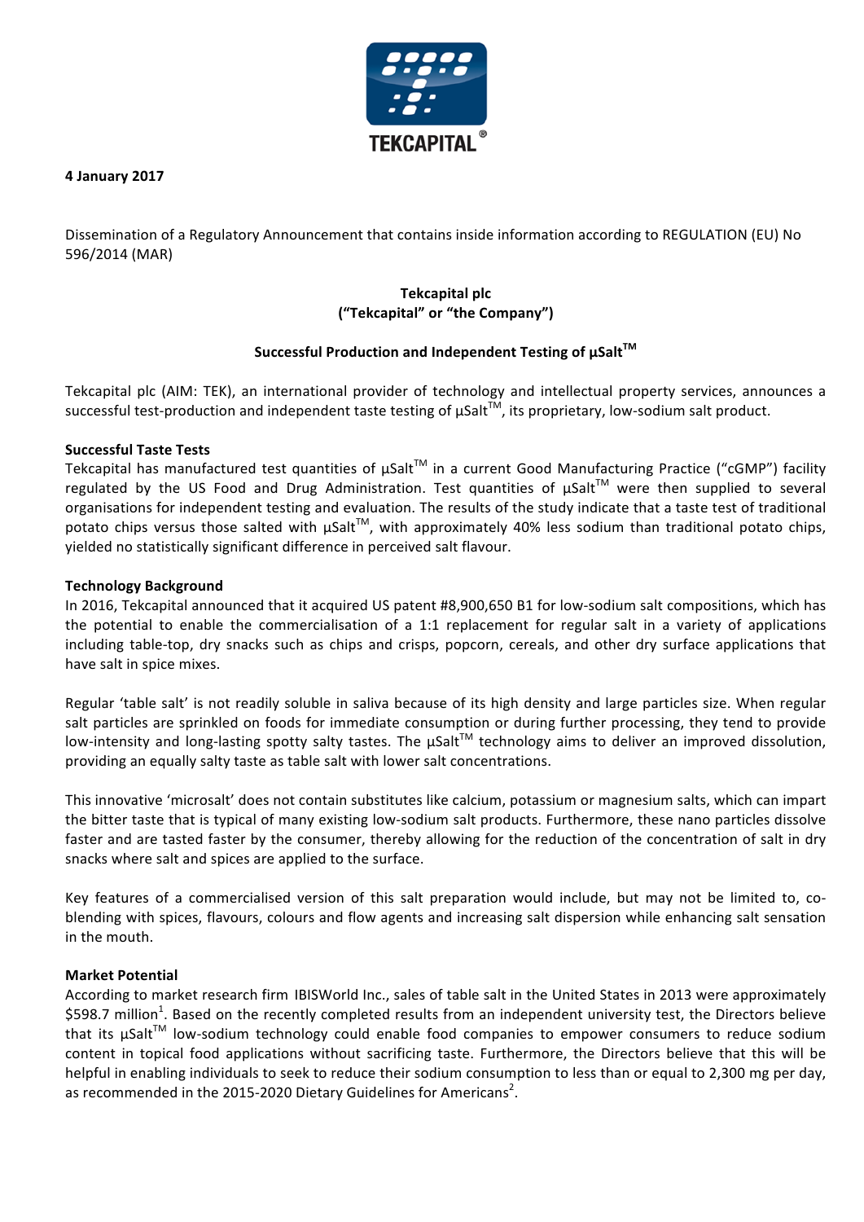**4 January 2017**

Dissemination of a Regulatory Announcement that contains inside information according to REGULATION (EU) No 596/2014 (MAR)

**Tekcapital plc**
**("Tekcapital" or "the Company")**

**Successful Production and Independent Testing of µSalt™**

Tekcapital plc (AIM: TEK), an international provider of technology and intellectual property services, announces a successful test-production and independent taste testing of µSalt™, its proprietary, low-sodium salt product.

**Successful Taste Tests**

Tekcapital has manufactured test quantities of µSalt™ in a current Good Manufacturing Practice ("cGMP") facility regulated by the US Food and Drug Administration. Test quantities of µSalt™ were then supplied to several organisations for independent testing and evaluation. The results of the study indicate that a taste test of traditional potato chips versus those salted with µSalt™, with approximately 40% less sodium than traditional potato chips, yielded no statistically significant difference in perceived salt flavour.

**Technology Background**

In 2016, Tekcapital announced that it acquired US patent #8,900,650 B1 for low-sodium salt compositions, which has the potential to enable the commercialisation of a 1:1 replacement for regular salt in a variety of applications including table-top, dry snacks such as chips and crisps, popcorn, cereals, and other dry surface applications that have salt in spice mixes.

Regular 'table salt' is not readily soluble in saliva because of its high density and large particles size. When regular salt particles are sprinkled on foods for immediate consumption or during further processing, they tend to provide low-intensity and long-lasting spotty salty tastes. The µSalt™ technology aims to deliver an improved dissolution, providing an equally salty taste as table salt with lower salt concentrations.

This innovative 'microsalt' does not contain substitutes like calcium, potassium or magnesium salts, which can impart the bitter taste that is typical of many existing low-sodium salt products. Furthermore, these nano particles dissolve faster and are tasted faster by the consumer, thereby allowing for the reduction of the concentration of salt in dry snacks where salt and spices are applied to the surface.

Key features of a commercialised version of this salt preparation would include, but may not be limited to, co-blending with spices, flavours, colours and flow agents and increasing salt dispersion while enhancing salt sensation in the mouth.

**Market Potential**

According to market research firm IBISWorld Inc., sales of table salt in the United States in 2013 were approximately $598.7 million[1]. Based on the recently completed results from an independent university test, the Directors believe that its µSalt™ low-sodium technology could enable food companies to empower consumers to reduce sodium content in topical food applications without sacrificing taste. Furthermore, the Directors believe that this will be helpful in enabling individuals to seek to reduce their sodium consumption to less than or equal to 2,300 mg per day, as recommended in the 2015-2020 Dietary Guidelines for Americans[2].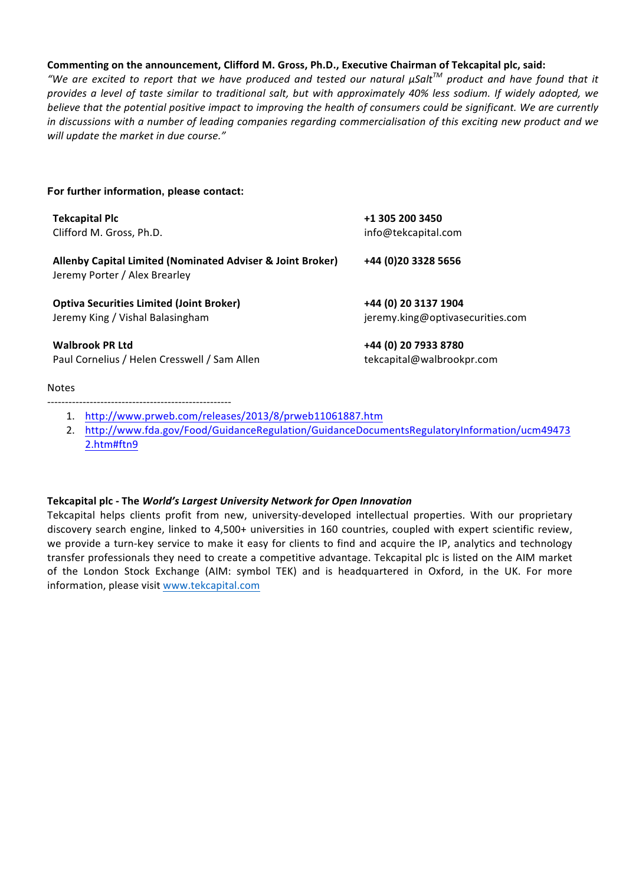**Commenting on the announcement, Clifford M. Gross, Ph.D., Executive Chairman of Tekcapital plc, said:**

*"We are excited to report that we have produced and tested our natural µSalt™ product and have found that it provides a level of taste similar to traditional salt, but with approximately 40% less sodium. If widely adopted, we believe that the potential positive impact to improving the health of consumers could be significant. We are currently in discussions with a number of leading companies regarding commercialisation of this exciting new product and we will update the market in due course."*

**For further information, please contact:**

| | |
|---|---|
| **Tekcapital Plc**<br>Clifford M. Gross, Ph.D. | **+1 305 200 3450**<br>info@tekcapital.com |
| **Allenby Capital Limited (Nominated Adviser & Joint Broker)**<br>Jeremy Porter / Alex Brearley | **+44 (0)20 3328 5656** |
| **Optiva Securities Limited (Joint Broker)**<br>Jeremy King / Vishal Balasingham | **+44 (0) 20 3137 1904**<br>jeremy.king@optivasecurities.com |
| **Walbrook PR Ltd**<br>Paul Cornelius / Helen Cresswell / Sam Allen | **+44 (0) 20 7933 8780**<br>tekcapital@walbrookpr.com |

Notes

----------------------------------------------------

1. http://www.prweb.com/releases/2013/8/prweb11061887.htm
2. http://www.fda.gov/Food/GuidanceRegulation/GuidanceDocumentsRegulatoryInformation/ucm494732.htm#ftn9

**Tekcapital plc - The *World's Largest University Network for Open Innovation***

Tekcapital helps clients profit from new, university-developed intellectual properties. With our proprietary discovery search engine, linked to 4,500+ universities in 160 countries, coupled with expert scientific review, we provide a turn-key service to make it easy for clients to find and acquire the IP, analytics and technology transfer professionals they need to create a competitive advantage. Tekcapital plc is listed on the AIM market of the London Stock Exchange (AIM: symbol TEK) and is headquartered in Oxford, in the UK. For more information, please visit www.tekcapital.com